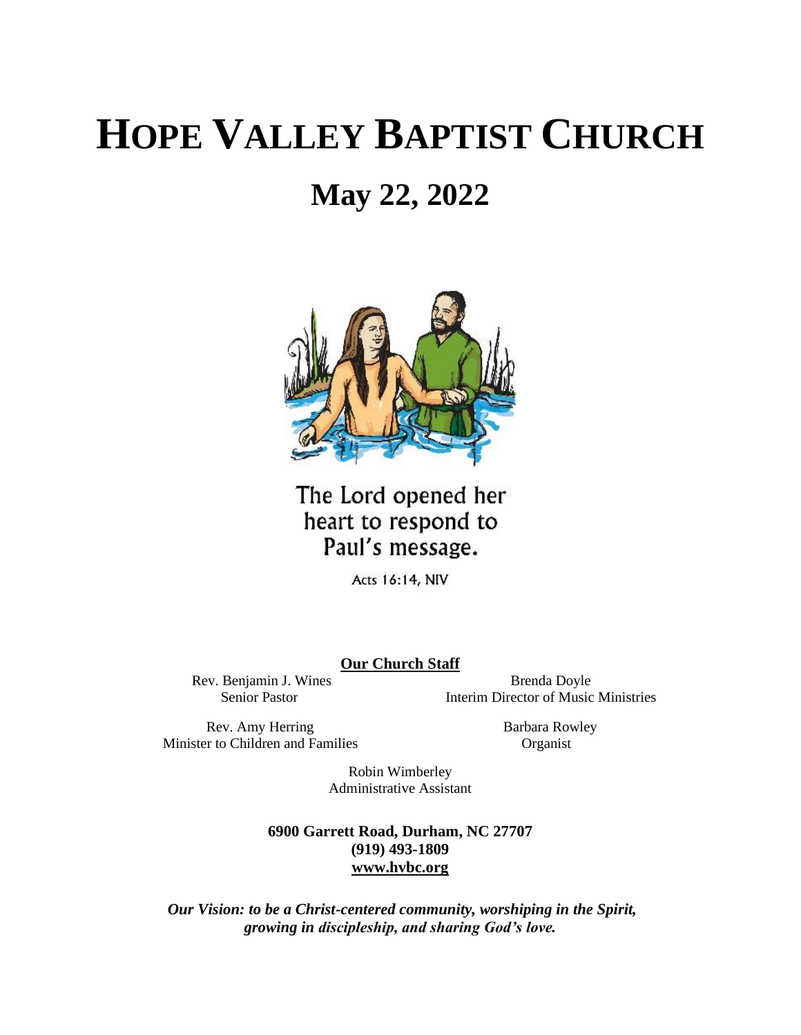# HOPE VALLEY BAPTIST CHURCH

## May 22, 2022

The Lord opened her heart to respond to Paul's message.

Acts 16:14, NIV

**Our Church Staff**

Rev. Benjamin J. Wines
Senior Pastor

Brenda Doyle
Interim Director of Music Ministries

Rev. Amy Herring
Minister to Children and Families

Barbara Rowley
Organist

Robin Wimberley
Administrative Assistant

**6900 Garrett Road, Durham, NC 27707**
**(919) 493-1809**
**www.hvbc.org**

***Our Vision: to be a Christ-centered community, worshiping in the Spirit, growing in discipleship, and sharing God's love.***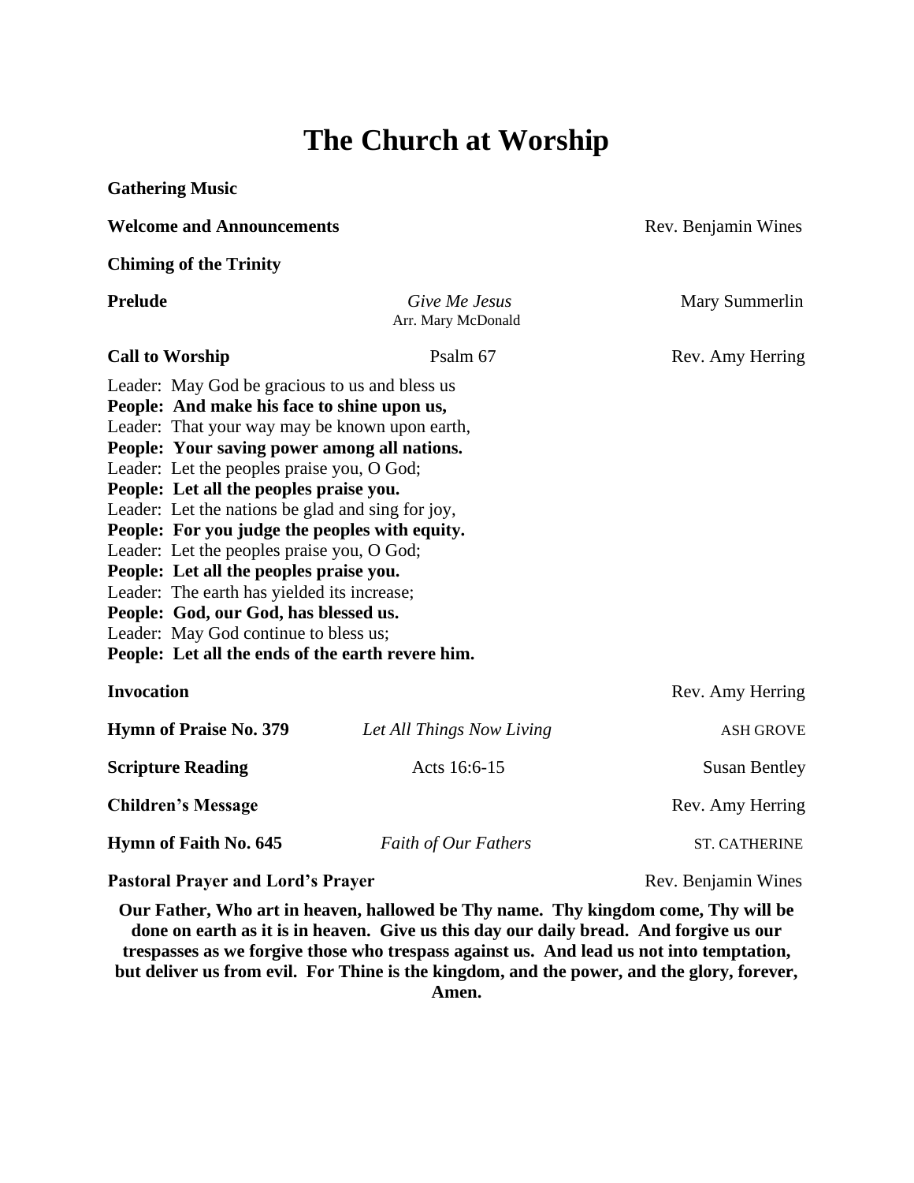# The Church at Worship

**Gathering Music**

**Welcome and Announcements** Rev. Benjamin Wines

**Chiming of the Trinity**

**Prelude** *Give Me Jesus* Mary Summerlin
Arr. Mary McDonald

**Call to Worship** Psalm 67 Rev. Amy Herring

Leader: May God be gracious to us and bless us
**People: And make his face to shine upon us,**
Leader: That your way may be known upon earth,
**People: Your saving power among all nations.**
Leader: Let the peoples praise you, O God;
**People: Let all the peoples praise you.**
Leader: Let the nations be glad and sing for joy,
**People: For you judge the peoples with equity.**
Leader: Let the peoples praise you, O God;
**People: Let all the peoples praise you.**
Leader: The earth has yielded its increase;
**People: God, our God, has blessed us.**
Leader: May God continue to bless us;
**People: Let all the ends of the earth revere him.**

**Invocation** Rev. Amy Herring

**Hymn of Praise No. 379** *Let All Things Now Living* ASH GROVE

**Scripture Reading** Acts 16:6-15 Susan Bentley

**Children's Message** Rev. Amy Herring

**Hymn of Faith No. 645** *Faith of Our Fathers* ST. CATHERINE

**Pastoral Prayer and Lord's Prayer** Rev. Benjamin Wines

**Our Father, Who art in heaven, hallowed be Thy name. Thy kingdom come, Thy will be done on earth as it is in heaven. Give us this day our daily bread. And forgive us our trespasses as we forgive those who trespass against us. And lead us not into temptation, but deliver us from evil. For Thine is the kingdom, and the power, and the glory, forever, Amen.**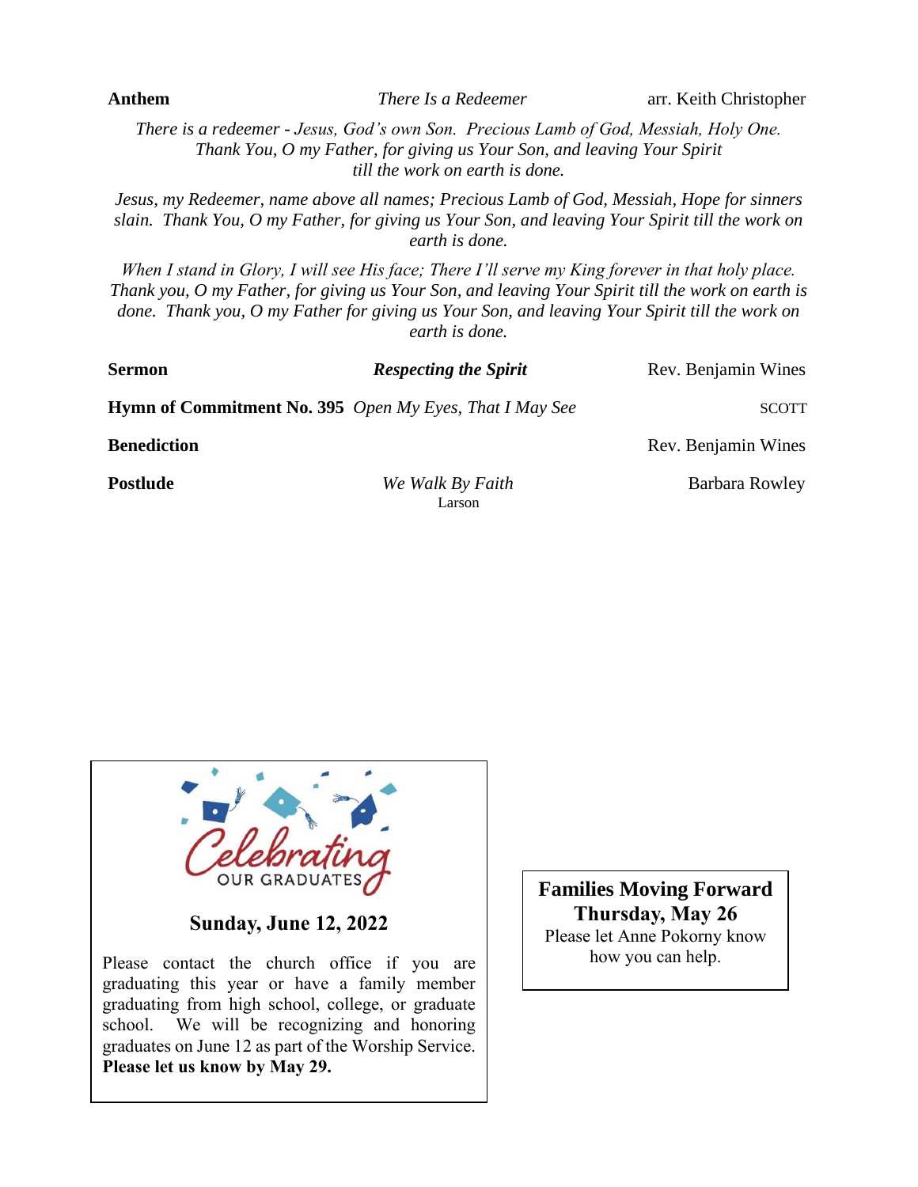**Anthem** *There Is a Redeemer* arr. Keith Christopher

*There is a redeemer - Jesus, God's own Son. Precious Lamb of God, Messiah, Holy One. Thank You, O my Father, for giving us Your Son, and leaving Your Spirit till the work on earth is done.*

*Jesus, my Redeemer, name above all names; Precious Lamb of God, Messiah, Hope for sinners slain. Thank You, O my Father, for giving us Your Son, and leaving Your Spirit till the work on earth is done.*

*When I stand in Glory, I will see His face; There I'll serve my King forever in that holy place. Thank you, O my Father, for giving us Your Son, and leaving Your Spirit till the work on earth is done. Thank you, O my Father for giving us Your Son, and leaving Your Spirit till the work on earth is done.*

**Sermon** ***Respecting the Spirit*** Rev. Benjamin Wines

**Hymn of Commitment No. 395** *Open My Eyes, That I May See* SCOTT

**Benediction** Rev. Benjamin Wines

**Postlude** *We Walk By Faith* Barbara Rowley
Larson

Celebrating OUR GRADUATES

**Sunday, June 12, 2022**

Please contact the church office if you are graduating this year or have a family member graduating from high school, college, or graduate school. We will be recognizing and honoring graduates on June 12 as part of the Worship Service. **Please let us know by May 29.**

**Families Moving Forward**
**Thursday, May 26**
Please let Anne Pokorny know how you can help.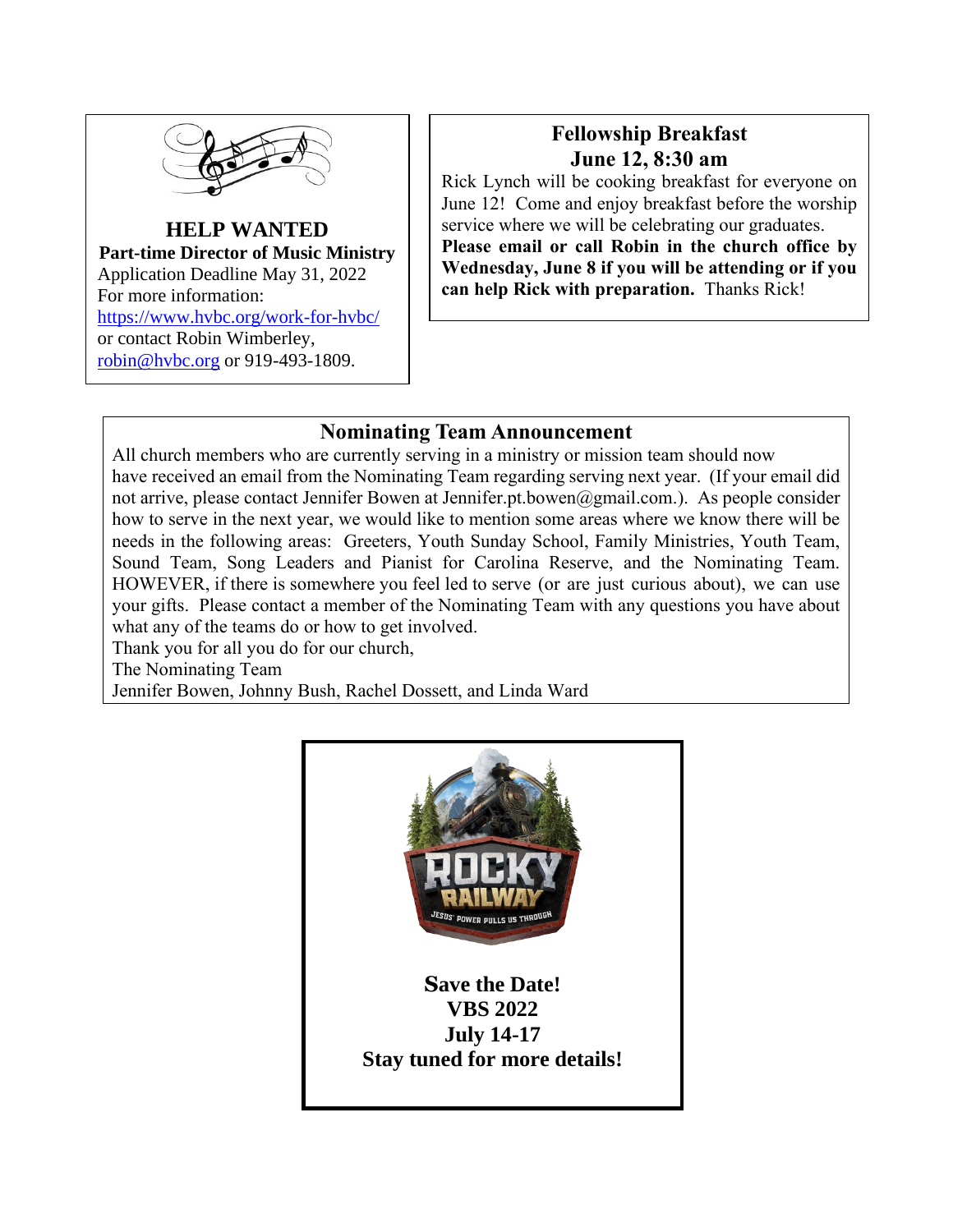## HELP WANTED

**Part-time Director of Music Ministry**

Application Deadline May 31, 2022
For more information:
https://www.hvbc.org/work-for-hvbc/
or contact Robin Wimberley,
robin@hvbc.org or 919-493-1809.

## Fellowship Breakfast
## June 12, 8:30 am

Rick Lynch will be cooking breakfast for everyone on June 12! Come and enjoy breakfast before the worship service where we will be celebrating our graduates. **Please email or call Robin in the church office by Wednesday, June 8 if you will be attending or if you can help Rick with preparation.** Thanks Rick!

## Nominating Team Announcement

All church members who are currently serving in a ministry or mission team should now have received an email from the Nominating Team regarding serving next year. (If your email did not arrive, please contact Jennifer Bowen at Jennifer.pt.bowen@gmail.com.). As people consider how to serve in the next year, we would like to mention some areas where we know there will be needs in the following areas: Greeters, Youth Sunday School, Family Ministries, Youth Team, Sound Team, Song Leaders and Pianist for Carolina Reserve, and the Nominating Team. HOWEVER, if there is somewhere you feel led to serve (or are just curious about), we can use your gifts. Please contact a member of the Nominating Team with any questions you have about what any of the teams do or how to get involved.

Thank you for all you do for our church,
The Nominating Team
Jennifer Bowen, Johnny Bush, Rachel Dossett, and Linda Ward

ROCKY RAILWAY
JESUS' POWER PULLS US THROUGH

**Save the Date!**
**VBS 2022**
**July 14-17**
**Stay tuned for more details!**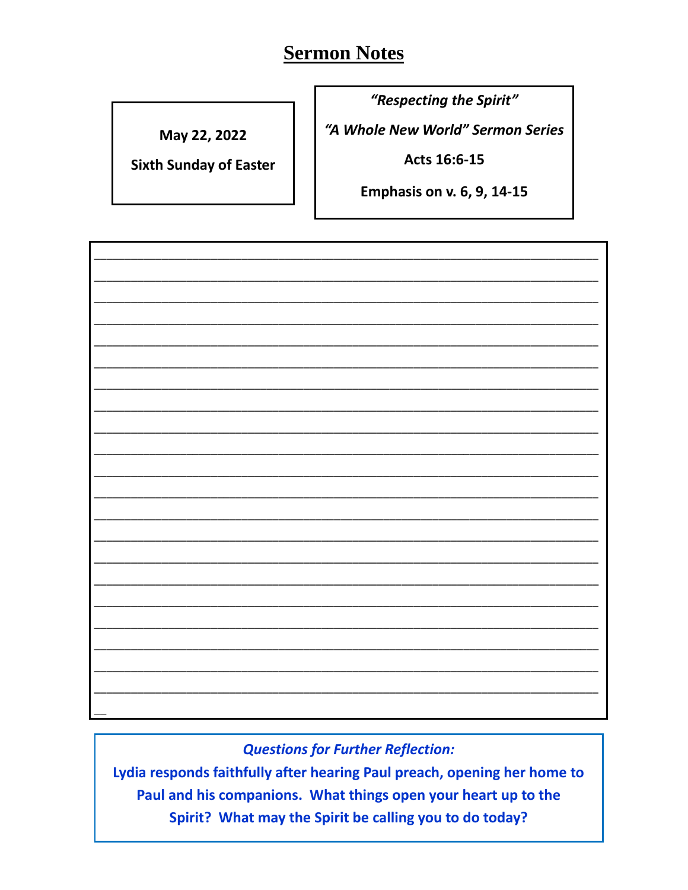# Sermon Notes

**May 22, 2022**

**Sixth Sunday of Easter**

***"Respecting the Spirit"***

***"A Whole New World" Sermon Series***

**Acts 16:6-15**

**Emphasis on v. 6, 9, 14-15**

***Questions for Further Reflection:***

**Lydia responds faithfully after hearing Paul preach, opening her home to Paul and his companions. What things open your heart up to the Spirit? What may the Spirit be calling you to do today?**